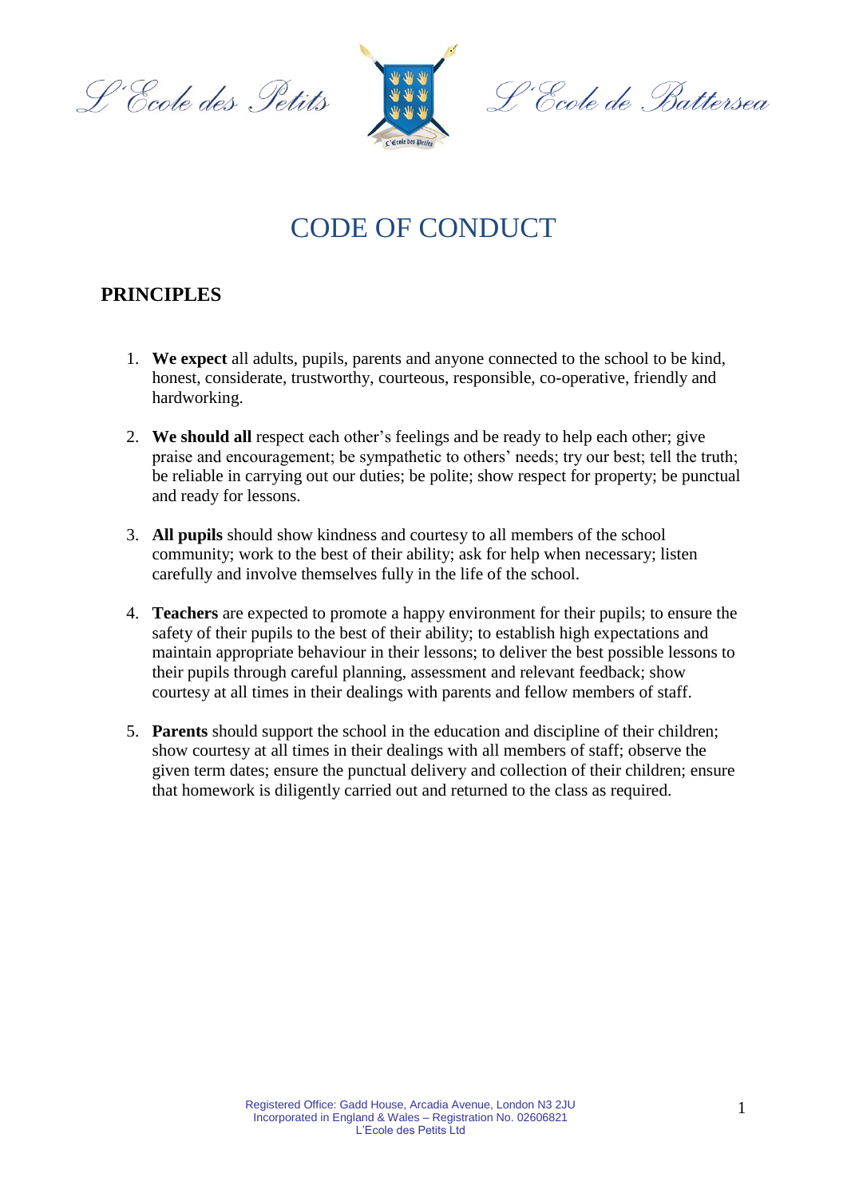L'Ecole des Petits L'Ecole de Battersea

# CODE OF CONDUCT

## PRINCIPLES

1. **We expect** all adults, pupils, parents and anyone connected to the school to be kind, honest, considerate, trustworthy, courteous, responsible, co-operative, friendly and hardworking.

2. **We should all** respect each other's feelings and be ready to help each other; give praise and encouragement; be sympathetic to others' needs; try our best; tell the truth; be reliable in carrying out our duties; be polite; show respect for property; be punctual and ready for lessons.

3. **All pupils** should show kindness and courtesy to all members of the school community; work to the best of their ability; ask for help when necessary; listen carefully and involve themselves fully in the life of the school.

4. **Teachers** are expected to promote a happy environment for their pupils; to ensure the safety of their pupils to the best of their ability; to establish high expectations and maintain appropriate behaviour in their lessons; to deliver the best possible lessons to their pupils through careful planning, assessment and relevant feedback; show courtesy at all times in their dealings with parents and fellow members of staff.

5. **Parents** should support the school in the education and discipline of their children; show courtesy at all times in their dealings with all members of staff; observe the given term dates; ensure the punctual delivery and collection of their children; ensure that homework is diligently carried out and returned to the class as required.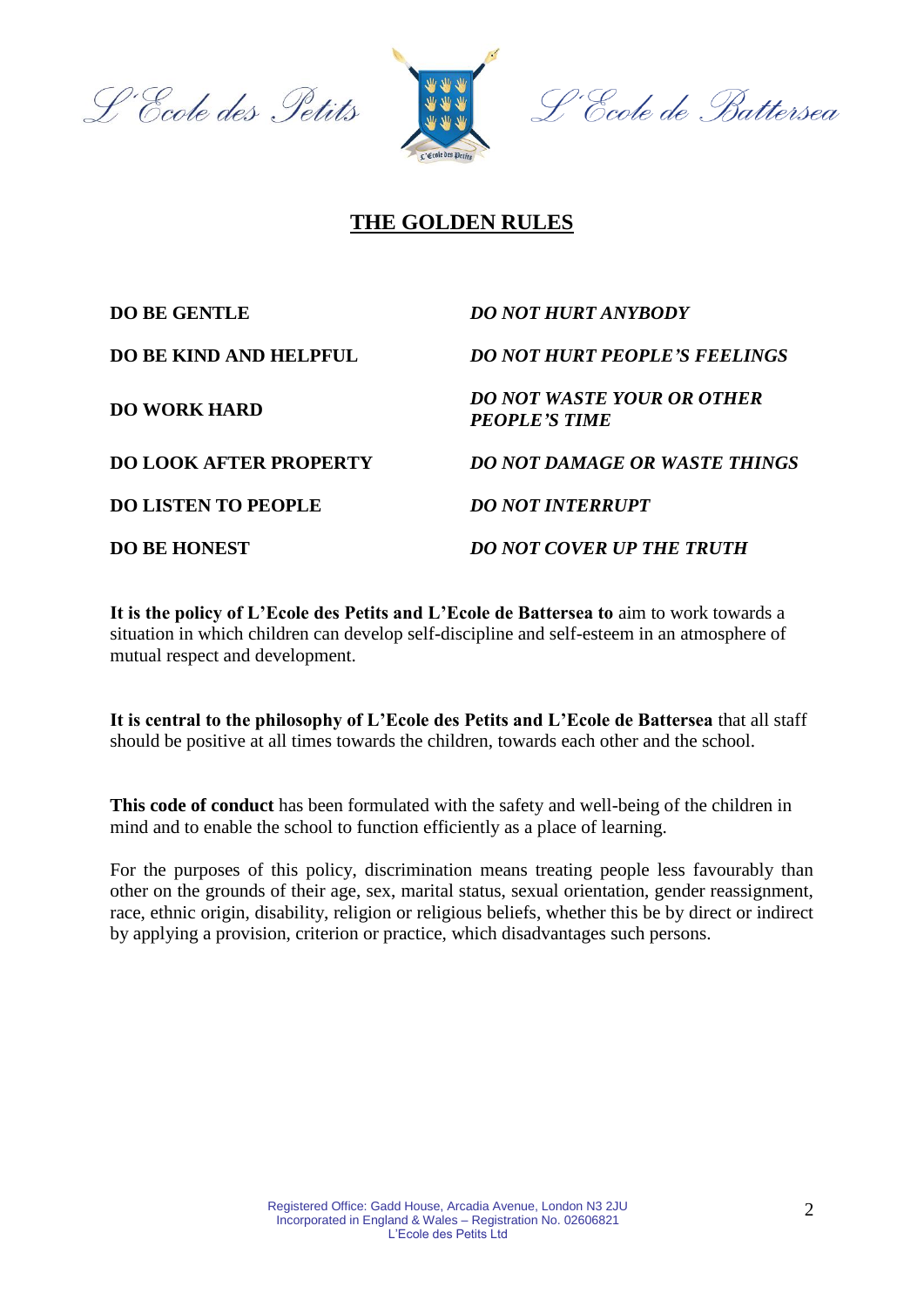# THE GOLDEN RULES

| | |
|---|---|
| **DO BE GENTLE** | ***DO NOT HURT ANYBODY*** |
| **DO BE KIND AND HELPFUL** | ***DO NOT HURT PEOPLE'S FEELINGS*** |
| **DO WORK HARD** | ***DO NOT WASTE YOUR OR OTHER PEOPLE'S TIME*** |
| **DO LOOK AFTER PROPERTY** | ***DO NOT DAMAGE OR WASTE THINGS*** |
| **DO LISTEN TO PEOPLE** | ***DO NOT INTERRUPT*** |
| **DO BE HONEST** | ***DO NOT COVER UP THE TRUTH*** |

**It is the policy of L'Ecole des Petits and L'Ecole de Battersea to** aim to work towards a situation in which children can develop self-discipline and self-esteem in an atmosphere of mutual respect and development.

**It is central to the philosophy of L'Ecole des Petits and L'Ecole de Battersea** that all staff should be positive at all times towards the children, towards each other and the school.

**This code of conduct** has been formulated with the safety and well-being of the children in mind and to enable the school to function efficiently as a place of learning.

For the purposes of this policy, discrimination means treating people less favourably than other on the grounds of their age, sex, marital status, sexual orientation, gender reassignment, race, ethnic origin, disability, religion or religious beliefs, whether this be by direct or indirect by applying a provision, criterion or practice, which disadvantages such persons.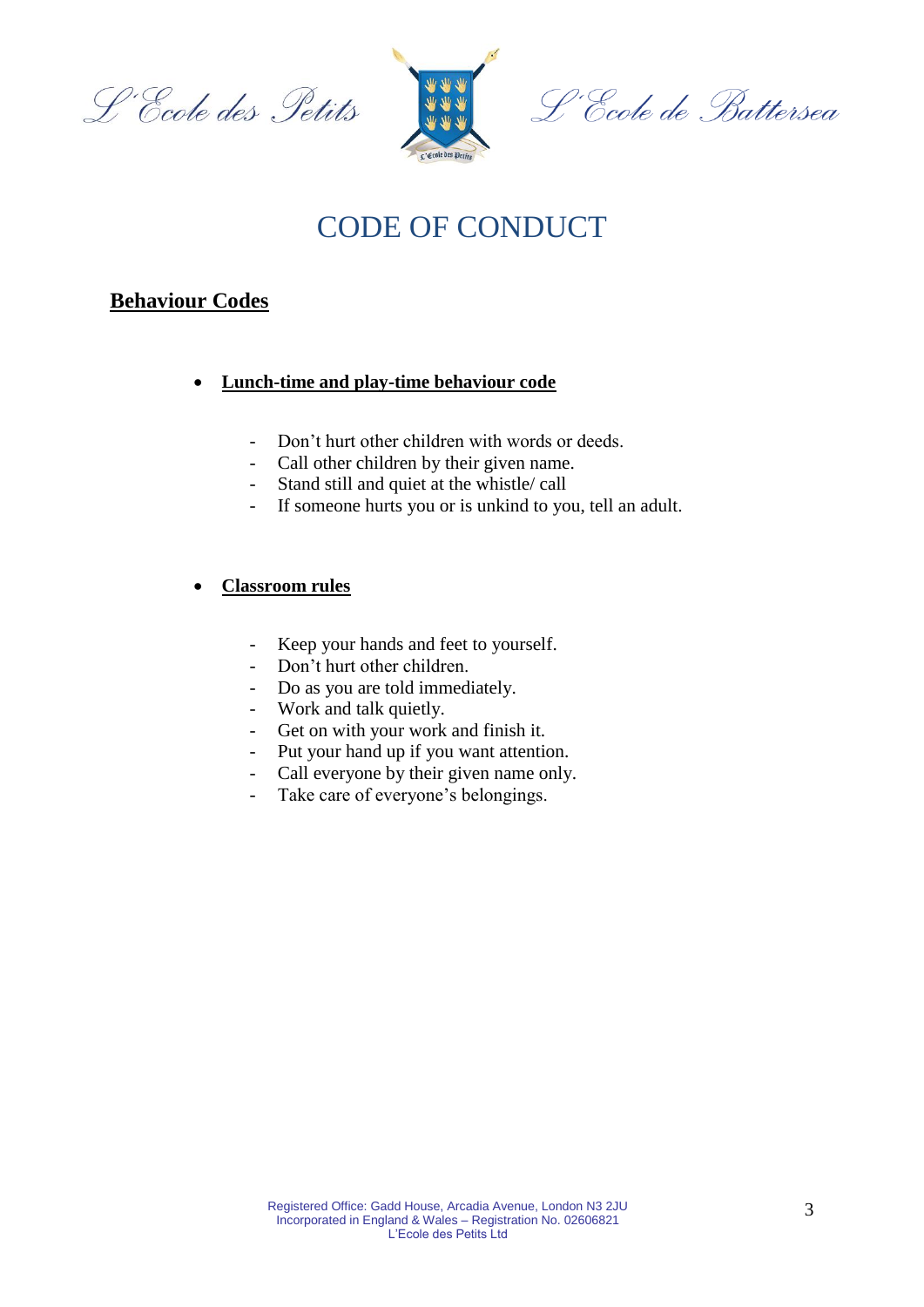# CODE OF CONDUCT

## Behaviour Codes

- **Lunch-time and play-time behaviour code**

  - Don't hurt other children with words or deeds.
  - Call other children by their given name.
  - Stand still and quiet at the whistle/ call
  - If someone hurts you or is unkind to you, tell an adult.

- **Classroom rules**

  - Keep your hands and feet to yourself.
  - Don't hurt other children.
  - Do as you are told immediately.
  - Work and talk quietly.
  - Get on with your work and finish it.
  - Put your hand up if you want attention.
  - Call everyone by their given name only.
  - Take care of everyone's belongings.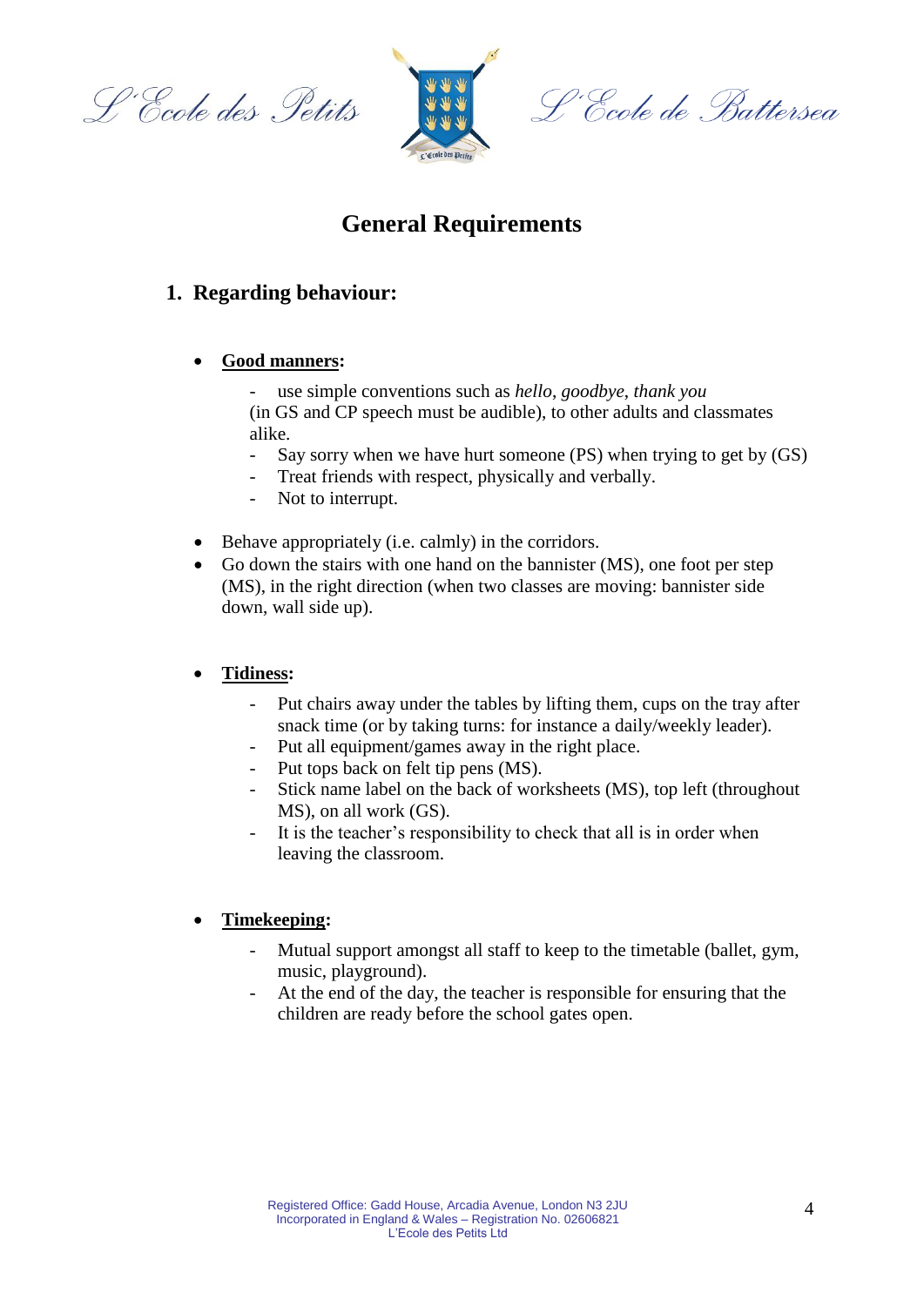# General Requirements

## 1. Regarding behaviour:

- **<u>Good manners</u>:**
  - use simple conventions such as *hello*, *goodbye*, *thank you*
  (in GS and CP speech must be audible), to other adults and classmates alike.
  - Say sorry when we have hurt someone (PS) when trying to get by (GS)
  - Treat friends with respect, physically and verbally.
  - Not to interrupt.

- Behave appropriately (i.e. calmly) in the corridors.
- Go down the stairs with one hand on the bannister (MS), one foot per step (MS), in the right direction (when two classes are moving: bannister side down, wall side up).

- **<u>Tidiness</u>:**
  - Put chairs away under the tables by lifting them, cups on the tray after snack time (or by taking turns: for instance a daily/weekly leader).
  - Put all equipment/games away in the right place.
  - Put tops back on felt tip pens (MS).
  - Stick name label on the back of worksheets (MS), top left (throughout MS), on all work (GS).
  - It is the teacher's responsibility to check that all is in order when leaving the classroom.

- **<u>Timekeeping</u>:**
  - Mutual support amongst all staff to keep to the timetable (ballet, gym, music, playground).
  - At the end of the day, the teacher is responsible for ensuring that the children are ready before the school gates open.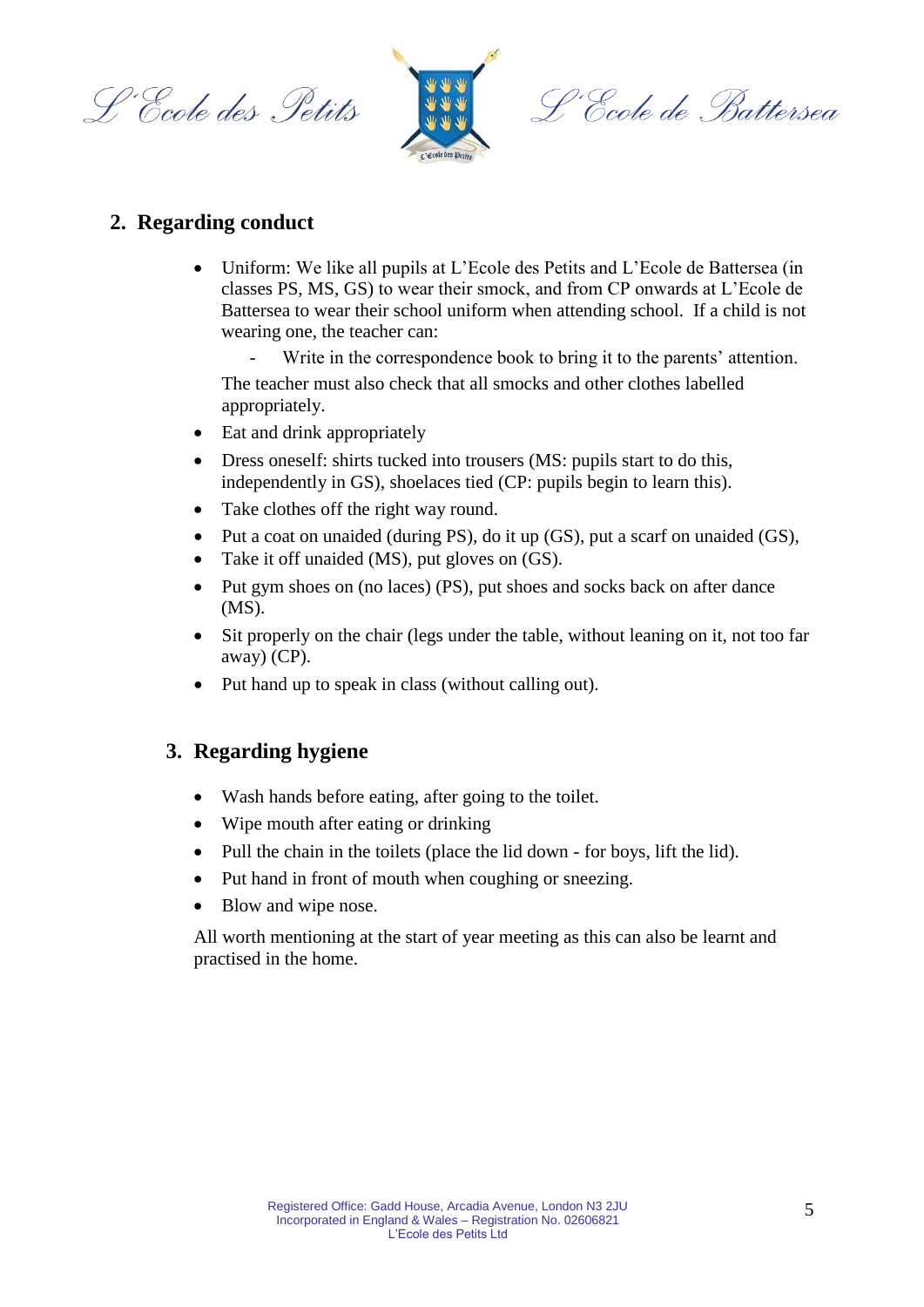## 2. Regarding conduct

- Uniform: We like all pupils at L'Ecole des Petits and L'Ecole de Battersea (in classes PS, MS, GS) to wear their smock, and from CP onwards at L'Ecole de Battersea to wear their school uniform when attending school. If a child is not wearing one, the teacher can:
  - Write in the correspondence book to bring it to the parents' attention.

  The teacher must also check that all smocks and other clothes labelled appropriately.
- Eat and drink appropriately
- Dress oneself: shirts tucked into trousers (MS: pupils start to do this, independently in GS), shoelaces tied (CP: pupils begin to learn this).
- Take clothes off the right way round.
- Put a coat on unaided (during PS), do it up (GS), put a scarf on unaided (GS),
- Take it off unaided (MS), put gloves on (GS).
- Put gym shoes on (no laces) (PS), put shoes and socks back on after dance (MS).
- Sit properly on the chair (legs under the table, without leaning on it, not too far away) (CP).
- Put hand up to speak in class (without calling out).

## 3. Regarding hygiene

- Wash hands before eating, after going to the toilet.
- Wipe mouth after eating or drinking
- Pull the chain in the toilets (place the lid down - for boys, lift the lid).
- Put hand in front of mouth when coughing or sneezing.
- Blow and wipe nose.

All worth mentioning at the start of year meeting as this can also be learnt and practised in the home.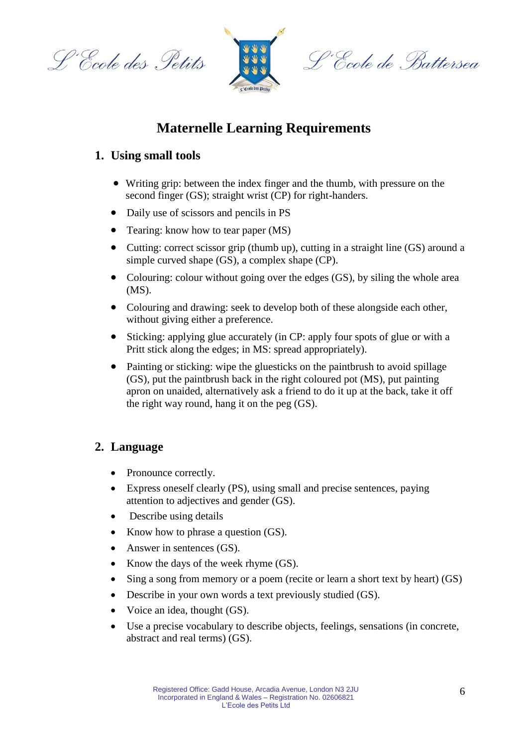# Maternelle Learning Requirements

## 1. Using small tools

- Writing grip: between the index finger and the thumb, with pressure on the second finger (GS); straight wrist (CP) for right-handers.
- Daily use of scissors and pencils in PS
- Tearing: know how to tear paper (MS)
- Cutting: correct scissor grip (thumb up), cutting in a straight line (GS) around a simple curved shape (GS), a complex shape (CP).
- Colouring: colour without going over the edges (GS), by siling the whole area (MS).
- Colouring and drawing: seek to develop both of these alongside each other, without giving either a preference.
- Sticking: applying glue accurately (in CP: apply four spots of glue or with a Pritt stick along the edges; in MS: spread appropriately).
- Painting or sticking: wipe the gluesticks on the paintbrush to avoid spillage (GS), put the paintbrush back in the right coloured pot (MS), put painting apron on unaided, alternatively ask a friend to do it up at the back, take it off the right way round, hang it on the peg (GS).

## 2. Language

- Pronounce correctly.
- Express oneself clearly (PS), using small and precise sentences, paying attention to adjectives and gender (GS).
- Describe using details
- Know how to phrase a question (GS).
- Answer in sentences (GS).
- Know the days of the week rhyme (GS).
- Sing a song from memory or a poem (recite or learn a short text by heart) (GS)
- Describe in your own words a text previously studied (GS).
- Voice an idea, thought (GS).
- Use a precise vocabulary to describe objects, feelings, sensations (in concrete, abstract and real terms) (GS).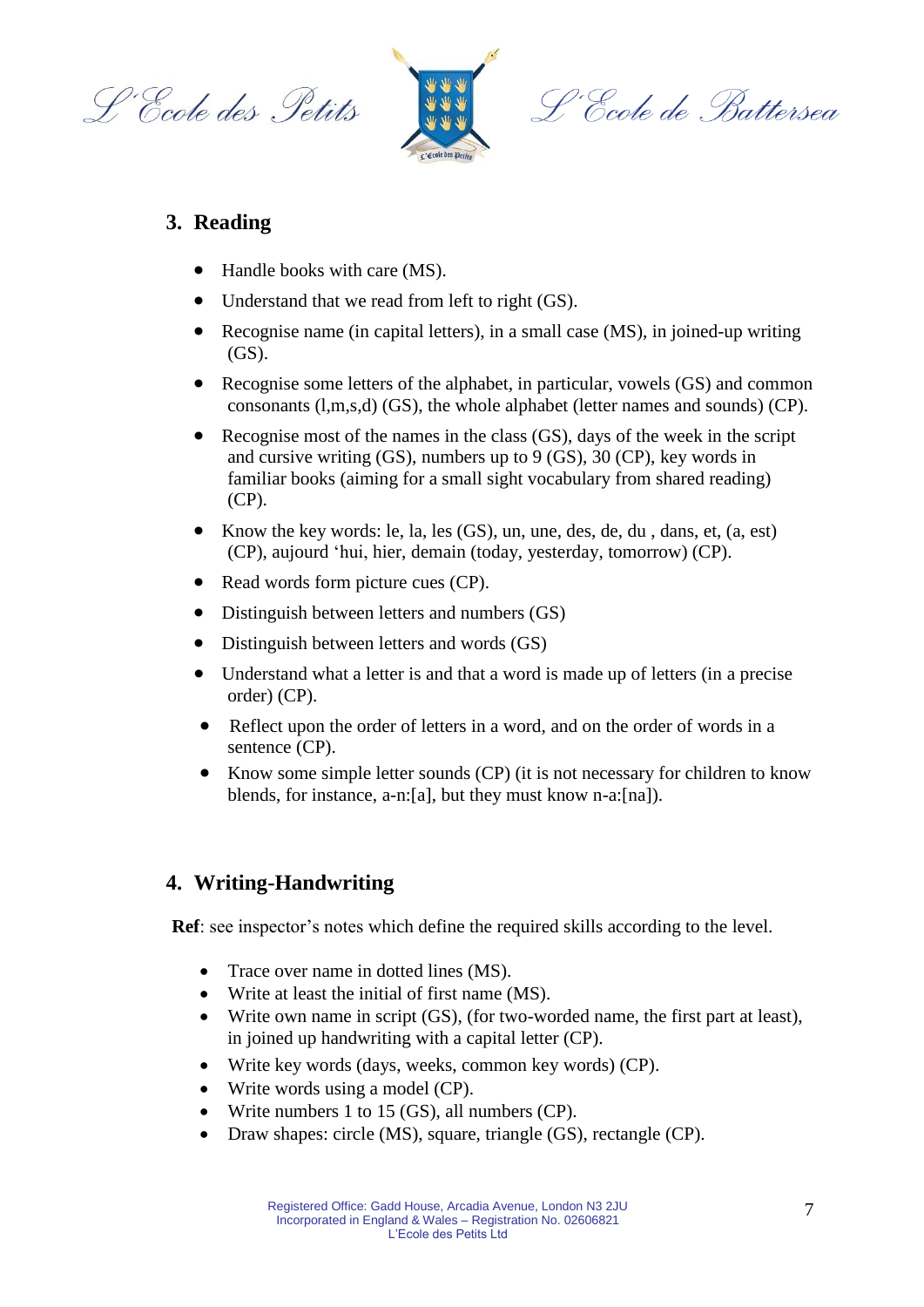## 3. Reading

- Handle books with care (MS).
- Understand that we read from left to right (GS).
- Recognise name (in capital letters), in a small case (MS), in joined-up writing (GS).
- Recognise some letters of the alphabet, in particular, vowels (GS) and common consonants (l,m,s,d) (GS), the whole alphabet (letter names and sounds) (CP).
- Recognise most of the names in the class (GS), days of the week in the script and cursive writing (GS), numbers up to 9 (GS), 30 (CP), key words in familiar books (aiming for a small sight vocabulary from shared reading) (CP).
- Know the key words: le, la, les (GS), un, une, des, de, du , dans, et, (a, est) (CP), aujourd 'hui, hier, demain (today, yesterday, tomorrow) (CP).
- Read words form picture cues (CP).
- Distinguish between letters and numbers (GS)
- Distinguish between letters and words (GS)
- Understand what a letter is and that a word is made up of letters (in a precise order) (CP).
- Reflect upon the order of letters in a word, and on the order of words in a sentence (CP).
- Know some simple letter sounds (CP) (it is not necessary for children to know blends, for instance, a-n:[a], but they must know n-a:[na]).

## 4. Writing-Handwriting

**Ref**: see inspector's notes which define the required skills according to the level.

- Trace over name in dotted lines (MS).
- Write at least the initial of first name (MS).
- Write own name in script (GS), (for two-worded name, the first part at least), in joined up handwriting with a capital letter (CP).
- Write key words (days, weeks, common key words) (CP).
- Write words using a model (CP).
- Write numbers 1 to 15 (GS), all numbers (CP).
- Draw shapes: circle (MS), square, triangle (GS), rectangle (CP).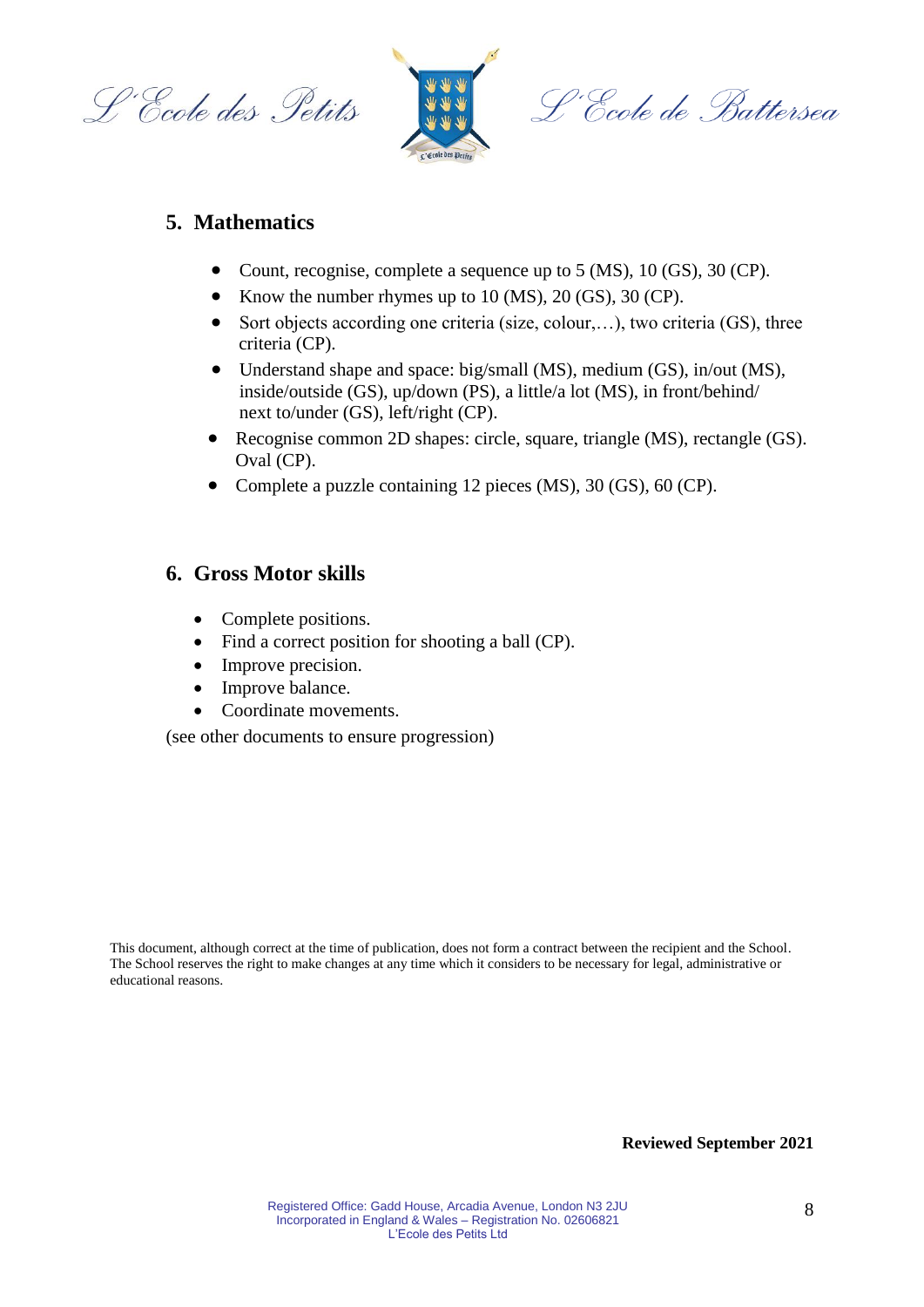## 5. Mathematics

- Count, recognise, complete a sequence up to 5 (MS), 10 (GS), 30 (CP).
- Know the number rhymes up to 10 (MS), 20 (GS), 30 (CP).
- Sort objects according one criteria (size, colour,…), two criteria (GS), three criteria (CP).
- Understand shape and space: big/small (MS), medium (GS), in/out (MS), inside/outside (GS), up/down (PS), a little/a lot (MS), in front/behind/ next to/under (GS), left/right (CP).
- Recognise common 2D shapes: circle, square, triangle (MS), rectangle (GS). Oval (CP).
- Complete a puzzle containing 12 pieces (MS), 30 (GS), 60 (CP).

## 6. Gross Motor skills

- Complete positions.
- Find a correct position for shooting a ball (CP).
- Improve precision.
- Improve balance.
- Coordinate movements.

(see other documents to ensure progression)

This document, although correct at the time of publication, does not form a contract between the recipient and the School. The School reserves the right to make changes at any time which it considers to be necessary for legal, administrative or educational reasons.

**Reviewed September 2021**